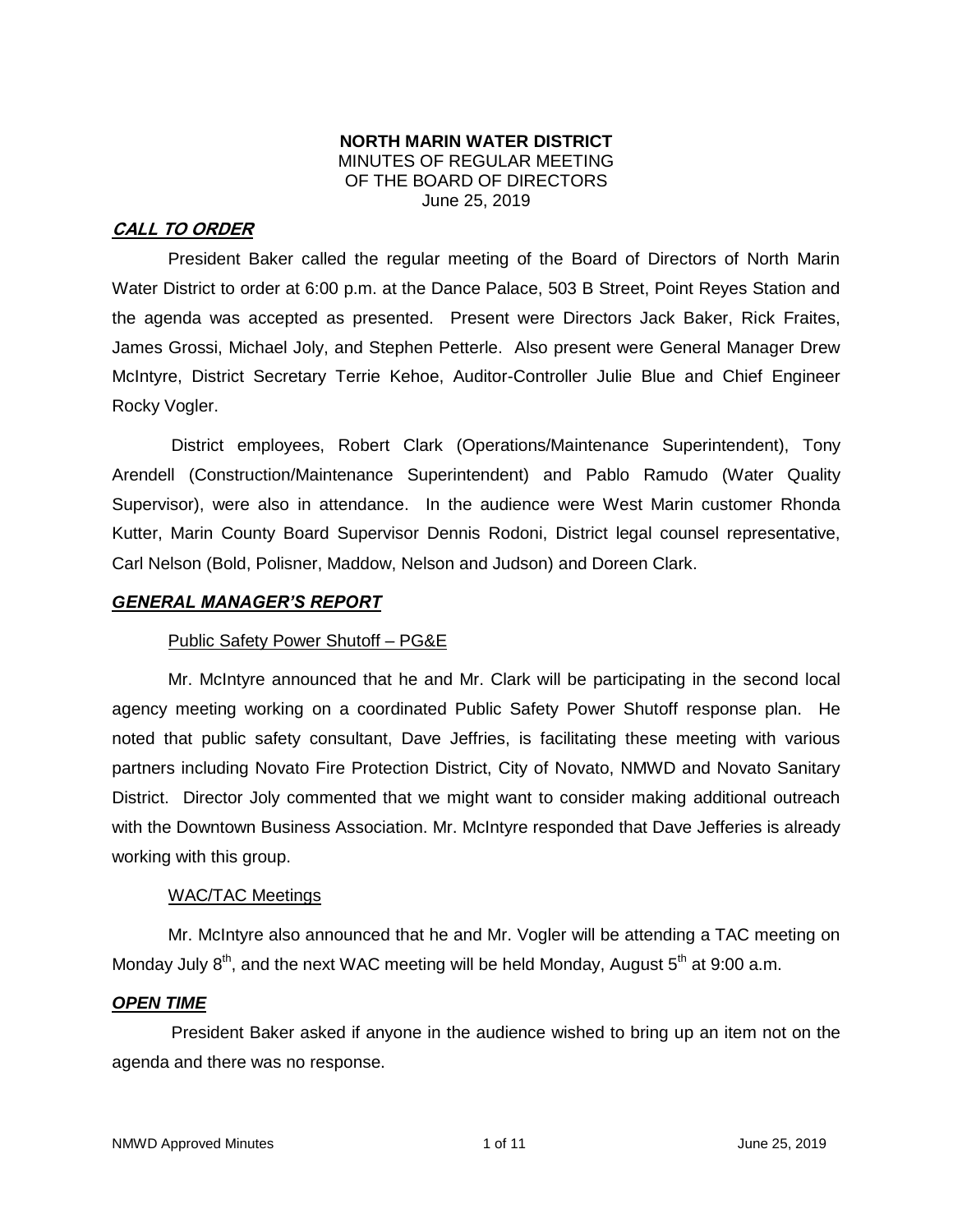**NORTH MARIN WATER DISTRICT**
MINUTES OF REGULAR MEETING
OF THE BOARD OF DIRECTORS
June 25, 2019

## ***CALL TO ORDER***

President Baker called the regular meeting of the Board of Directors of North Marin Water District to order at 6:00 p.m. at the Dance Palace, 503 B Street, Point Reyes Station and the agenda was accepted as presented. Present were Directors Jack Baker, Rick Fraites, James Grossi, Michael Joly, and Stephen Petterle. Also present were General Manager Drew McIntyre, District Secretary Terrie Kehoe, Auditor-Controller Julie Blue and Chief Engineer Rocky Vogler.

District employees, Robert Clark (Operations/Maintenance Superintendent), Tony Arendell (Construction/Maintenance Superintendent) and Pablo Ramudo (Water Quality Supervisor), were also in attendance. In the audience were West Marin customer Rhonda Kutter, Marin County Board Supervisor Dennis Rodoni, District legal counsel representative, Carl Nelson (Bold, Polisner, Maddow, Nelson and Judson) and Doreen Clark.

## ***GENERAL MANAGER'S REPORT***

### Public Safety Power Shutoff – PG&E

Mr. McIntyre announced that he and Mr. Clark will be participating in the second local agency meeting working on a coordinated Public Safety Power Shutoff response plan. He noted that public safety consultant, Dave Jeffries, is facilitating these meeting with various partners including Novato Fire Protection District, City of Novato, NMWD and Novato Sanitary District. Director Joly commented that we might want to consider making additional outreach with the Downtown Business Association. Mr. McIntyre responded that Dave Jefferies is already working with this group.

### WAC/TAC Meetings

Mr. McIntyre also announced that he and Mr. Vogler will be attending a TAC meeting on Monday July 8th, and the next WAC meeting will be held Monday, August 5th at 9:00 a.m.

## ***OPEN TIME***

President Baker asked if anyone in the audience wished to bring up an item not on the agenda and there was no response.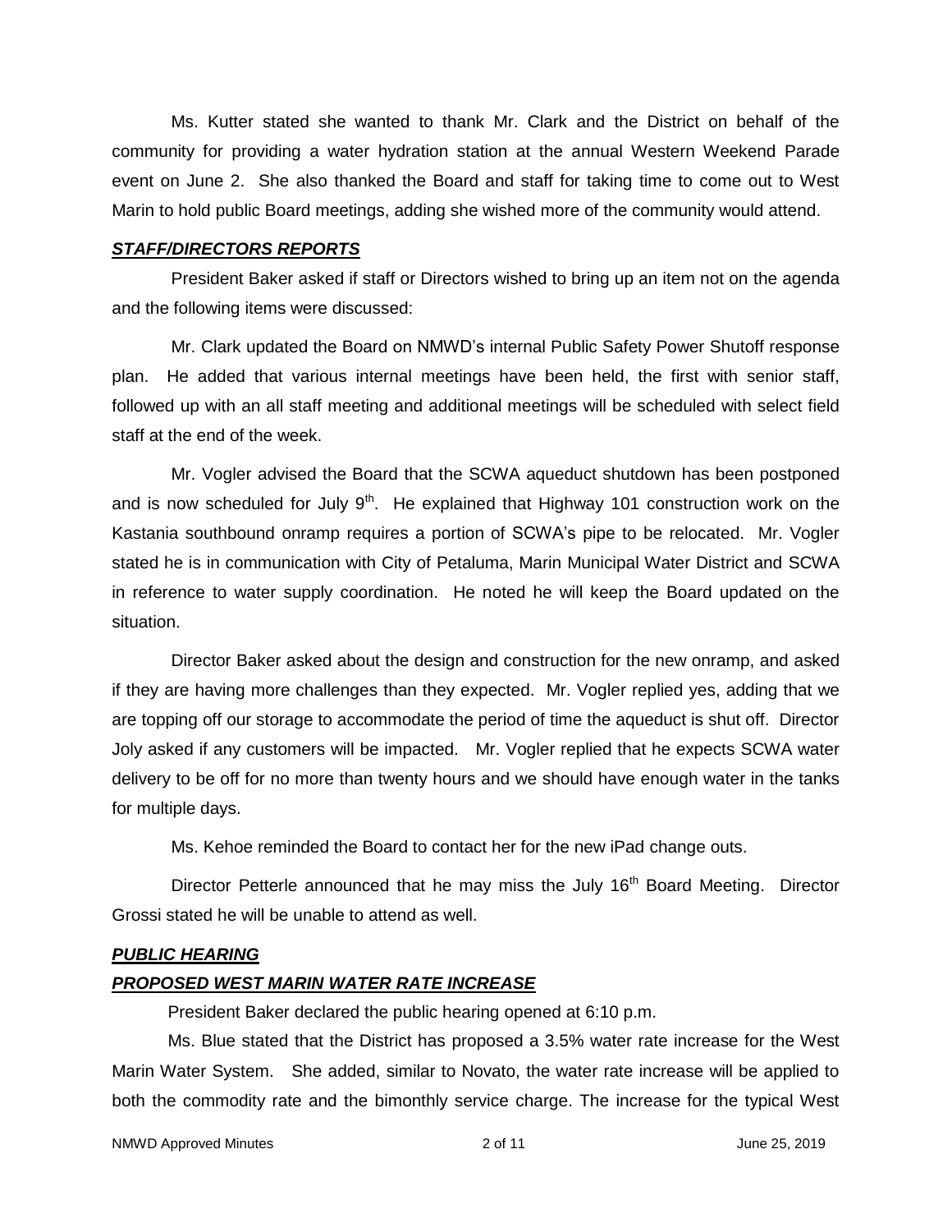Ms. Kutter stated she wanted to thank Mr. Clark and the District on behalf of the community for providing a water hydration station at the annual Western Weekend Parade event on June 2. She also thanked the Board and staff for taking time to come out to West Marin to hold public Board meetings, adding she wished more of the community would attend.

***STAFF/DIRECTORS REPORTS***

President Baker asked if staff or Directors wished to bring up an item not on the agenda and the following items were discussed:

Mr. Clark updated the Board on NMWD's internal Public Safety Power Shutoff response plan. He added that various internal meetings have been held, the first with senior staff, followed up with an all staff meeting and additional meetings will be scheduled with select field staff at the end of the week.

Mr. Vogler advised the Board that the SCWA aqueduct shutdown has been postponed and is now scheduled for July 9th. He explained that Highway 101 construction work on the Kastania southbound onramp requires a portion of SCWA's pipe to be relocated. Mr. Vogler stated he is in communication with City of Petaluma, Marin Municipal Water District and SCWA in reference to water supply coordination. He noted he will keep the Board updated on the situation.

Director Baker asked about the design and construction for the new onramp, and asked if they are having more challenges than they expected. Mr. Vogler replied yes, adding that we are topping off our storage to accommodate the period of time the aqueduct is shut off. Director Joly asked if any customers will be impacted. Mr. Vogler replied that he expects SCWA water delivery to be off for no more than twenty hours and we should have enough water in the tanks for multiple days.

Ms. Kehoe reminded the Board to contact her for the new iPad change outs.

Director Petterle announced that he may miss the July 16th Board Meeting. Director Grossi stated he will be unable to attend as well.

***PUBLIC HEARING***

***PROPOSED WEST MARIN WATER RATE INCREASE***

President Baker declared the public hearing opened at 6:10 p.m.

Ms. Blue stated that the District has proposed a 3.5% water rate increase for the West Marin Water System. She added, similar to Novato, the water rate increase will be applied to both the commodity rate and the bimonthly service charge. The increase for the typical West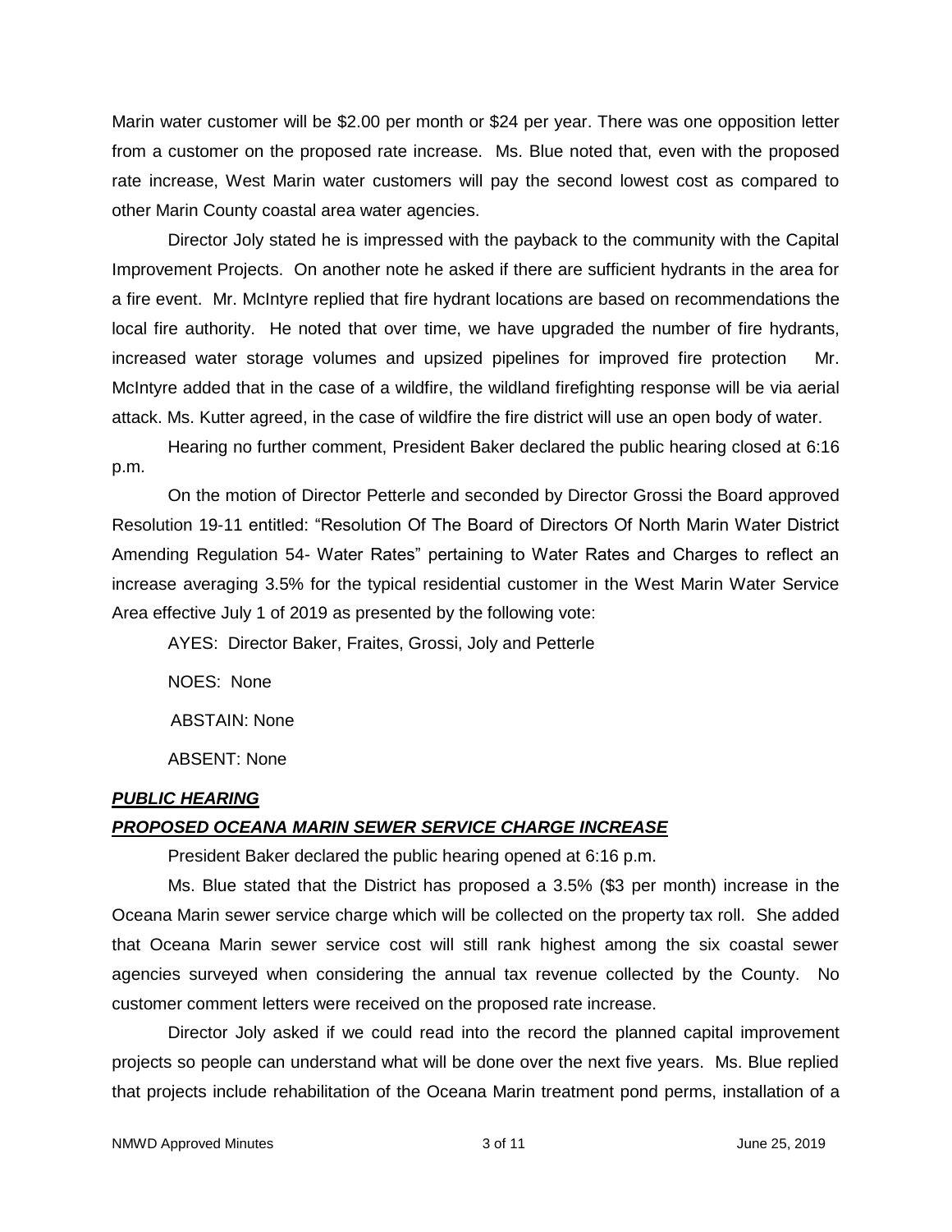Marin water customer will be $2.00 per month or $24 per year. There was one opposition letter from a customer on the proposed rate increase. Ms. Blue noted that, even with the proposed rate increase, West Marin water customers will pay the second lowest cost as compared to other Marin County coastal area water agencies.

Director Joly stated he is impressed with the payback to the community with the Capital Improvement Projects. On another note he asked if there are sufficient hydrants in the area for a fire event. Mr. McIntyre replied that fire hydrant locations are based on recommendations the local fire authority. He noted that over time, we have upgraded the number of fire hydrants, increased water storage volumes and upsized pipelines for improved fire protection Mr. McIntyre added that in the case of a wildfire, the wildland firefighting response will be via aerial attack. Ms. Kutter agreed, in the case of wildfire the fire district will use an open body of water.

Hearing no further comment, President Baker declared the public hearing closed at 6:16 p.m.

On the motion of Director Petterle and seconded by Director Grossi the Board approved Resolution 19-11 entitled: "Resolution Of The Board of Directors Of North Marin Water District Amending Regulation 54- Water Rates" pertaining to Water Rates and Charges to reflect an increase averaging 3.5% for the typical residential customer in the West Marin Water Service Area effective July 1 of 2019 as presented by the following vote:

AYES: Director Baker, Fraites, Grossi, Joly and Petterle

NOES: None

ABSTAIN: None

ABSENT: None

***PUBLIC HEARING***

***PROPOSED OCEANA MARIN SEWER SERVICE CHARGE INCREASE***

President Baker declared the public hearing opened at 6:16 p.m.

Ms. Blue stated that the District has proposed a 3.5% ($3 per month) increase in the Oceana Marin sewer service charge which will be collected on the property tax roll. She added that Oceana Marin sewer service cost will still rank highest among the six coastal sewer agencies surveyed when considering the annual tax revenue collected by the County. No customer comment letters were received on the proposed rate increase.

Director Joly asked if we could read into the record the planned capital improvement projects so people can understand what will be done over the next five years. Ms. Blue replied that projects include rehabilitation of the Oceana Marin treatment pond perms, installation of a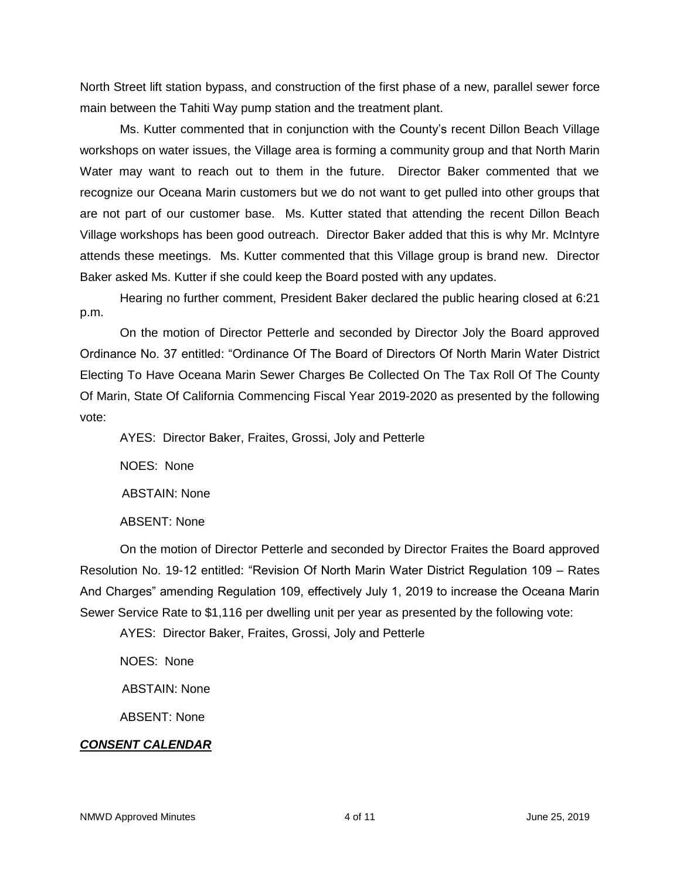North Street lift station bypass, and construction of the first phase of a new, parallel sewer force main between the Tahiti Way pump station and the treatment plant.

Ms. Kutter commented that in conjunction with the County's recent Dillon Beach Village workshops on water issues, the Village area is forming a community group and that North Marin Water may want to reach out to them in the future. Director Baker commented that we recognize our Oceana Marin customers but we do not want to get pulled into other groups that are not part of our customer base. Ms. Kutter stated that attending the recent Dillon Beach Village workshops has been good outreach. Director Baker added that this is why Mr. McIntyre attends these meetings. Ms. Kutter commented that this Village group is brand new. Director Baker asked Ms. Kutter if she could keep the Board posted with any updates.

Hearing no further comment, President Baker declared the public hearing closed at 6:21 p.m.

On the motion of Director Petterle and seconded by Director Joly the Board approved Ordinance No. 37 entitled: "Ordinance Of The Board of Directors Of North Marin Water District Electing To Have Oceana Marin Sewer Charges Be Collected On The Tax Roll Of The County Of Marin, State Of California Commencing Fiscal Year 2019-2020 as presented by the following vote:

AYES: Director Baker, Fraites, Grossi, Joly and Petterle

NOES: None

ABSTAIN: None

ABSENT: None

On the motion of Director Petterle and seconded by Director Fraites the Board approved Resolution No. 19-12 entitled: "Revision Of North Marin Water District Regulation 109 – Rates And Charges" amending Regulation 109, effectively July 1, 2019 to increase the Oceana Marin Sewer Service Rate to $1,116 per dwelling unit per year as presented by the following vote:

AYES: Director Baker, Fraites, Grossi, Joly and Petterle

NOES: None

ABSTAIN: None

ABSENT: None

***CONSENT CALENDAR***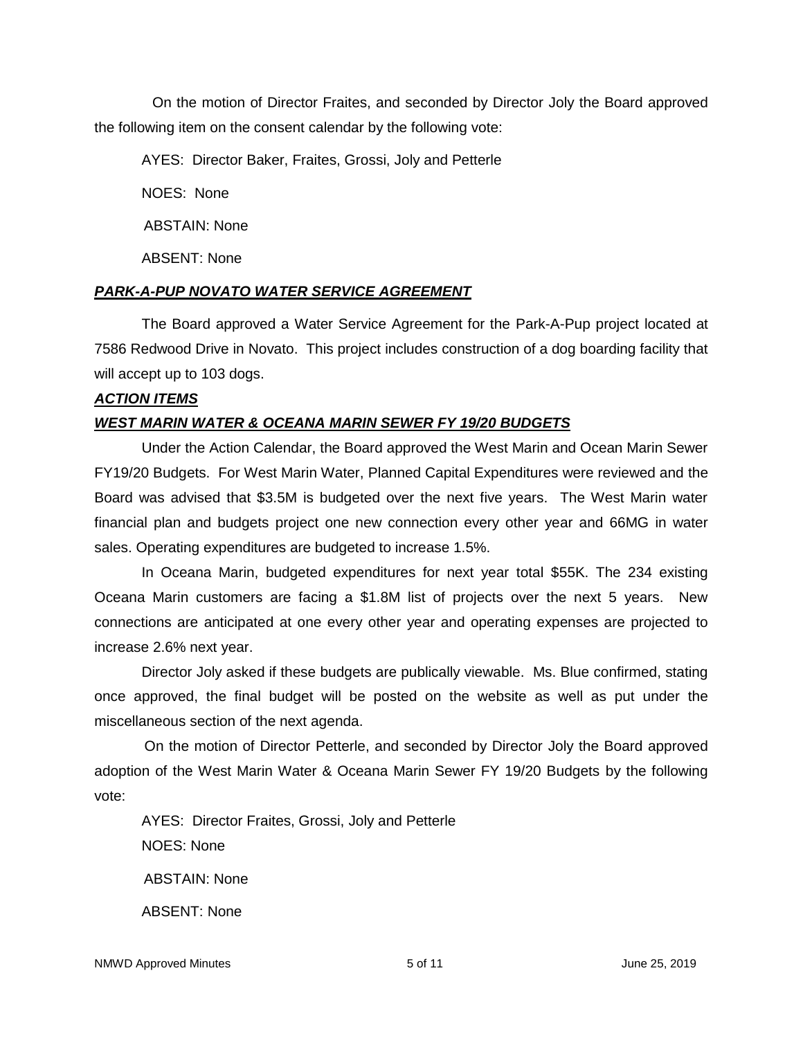On the motion of Director Fraites, and seconded by Director Joly the Board approved the following item on the consent calendar by the following vote:

AYES: Director Baker, Fraites, Grossi, Joly and Petterle

NOES: None

ABSTAIN: None

ABSENT: None

***PARK-A-PUP NOVATO WATER SERVICE AGREEMENT***

The Board approved a Water Service Agreement for the Park-A-Pup project located at 7586 Redwood Drive in Novato. This project includes construction of a dog boarding facility that will accept up to 103 dogs.

***ACTION ITEMS***

***WEST MARIN WATER & OCEANA MARIN SEWER FY 19/20 BUDGETS***

Under the Action Calendar, the Board approved the West Marin and Ocean Marin Sewer FY19/20 Budgets. For West Marin Water, Planned Capital Expenditures were reviewed and the Board was advised that $3.5M is budgeted over the next five years. The West Marin water financial plan and budgets project one new connection every other year and 66MG in water sales. Operating expenditures are budgeted to increase 1.5%.

In Oceana Marin, budgeted expenditures for next year total $55K. The 234 existing Oceana Marin customers are facing a $1.8M list of projects over the next 5 years. New connections are anticipated at one every other year and operating expenses are projected to increase 2.6% next year.

Director Joly asked if these budgets are publically viewable. Ms. Blue confirmed, stating once approved, the final budget will be posted on the website as well as put under the miscellaneous section of the next agenda.

On the motion of Director Petterle, and seconded by Director Joly the Board approved adoption of the West Marin Water & Oceana Marin Sewer FY 19/20 Budgets by the following vote:

AYES: Director Fraites, Grossi, Joly and Petterle

NOES: None

ABSTAIN: None

ABSENT: None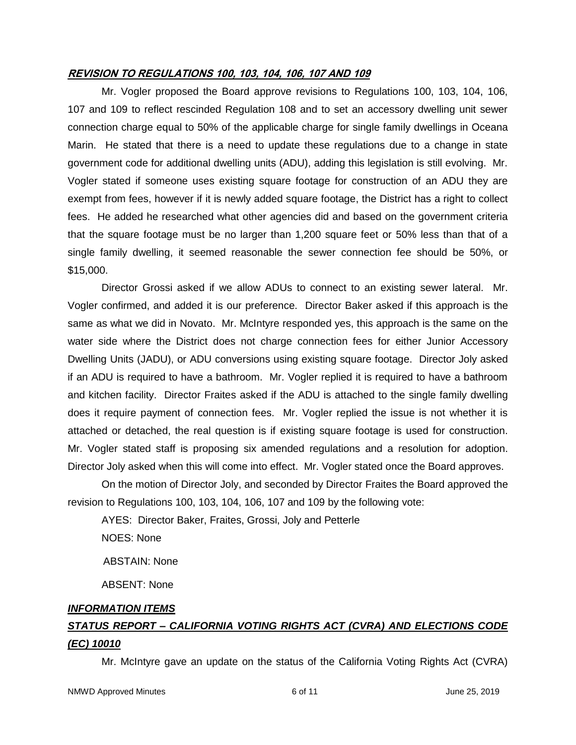***REVISION TO REGULATIONS 100, 103, 104, 106, 107 AND 109***

Mr. Vogler proposed the Board approve revisions to Regulations 100, 103, 104, 106, 107 and 109 to reflect rescinded Regulation 108 and to set an accessory dwelling unit sewer connection charge equal to 50% of the applicable charge for single family dwellings in Oceana Marin. He stated that there is a need to update these regulations due to a change in state government code for additional dwelling units (ADU), adding this legislation is still evolving. Mr. Vogler stated if someone uses existing square footage for construction of an ADU they are exempt from fees, however if it is newly added square footage, the District has a right to collect fees. He added he researched what other agencies did and based on the government criteria that the square footage must be no larger than 1,200 square feet or 50% less than that of a single family dwelling, it seemed reasonable the sewer connection fee should be 50%, or $15,000.

Director Grossi asked if we allow ADUs to connect to an existing sewer lateral. Mr. Vogler confirmed, and added it is our preference. Director Baker asked if this approach is the same as what we did in Novato. Mr. McIntyre responded yes, this approach is the same on the water side where the District does not charge connection fees for either Junior Accessory Dwelling Units (JADU), or ADU conversions using existing square footage. Director Joly asked if an ADU is required to have a bathroom. Mr. Vogler replied it is required to have a bathroom and kitchen facility. Director Fraites asked if the ADU is attached to the single family dwelling does it require payment of connection fees. Mr. Vogler replied the issue is not whether it is attached or detached, the real question is if existing square footage is used for construction. Mr. Vogler stated staff is proposing six amended regulations and a resolution for adoption. Director Joly asked when this will come into effect. Mr. Vogler stated once the Board approves.

On the motion of Director Joly, and seconded by Director Fraites the Board approved the revision to Regulations 100, 103, 104, 106, 107 and 109 by the following vote:

AYES: Director Baker, Fraites, Grossi, Joly and Petterle

NOES: None

ABSTAIN: None

ABSENT: None

***INFORMATION ITEMS***

***STATUS REPORT – CALIFORNIA VOTING RIGHTS ACT (CVRA) AND ELECTIONS CODE (EC) 10010***

Mr. McIntyre gave an update on the status of the California Voting Rights Act (CVRA)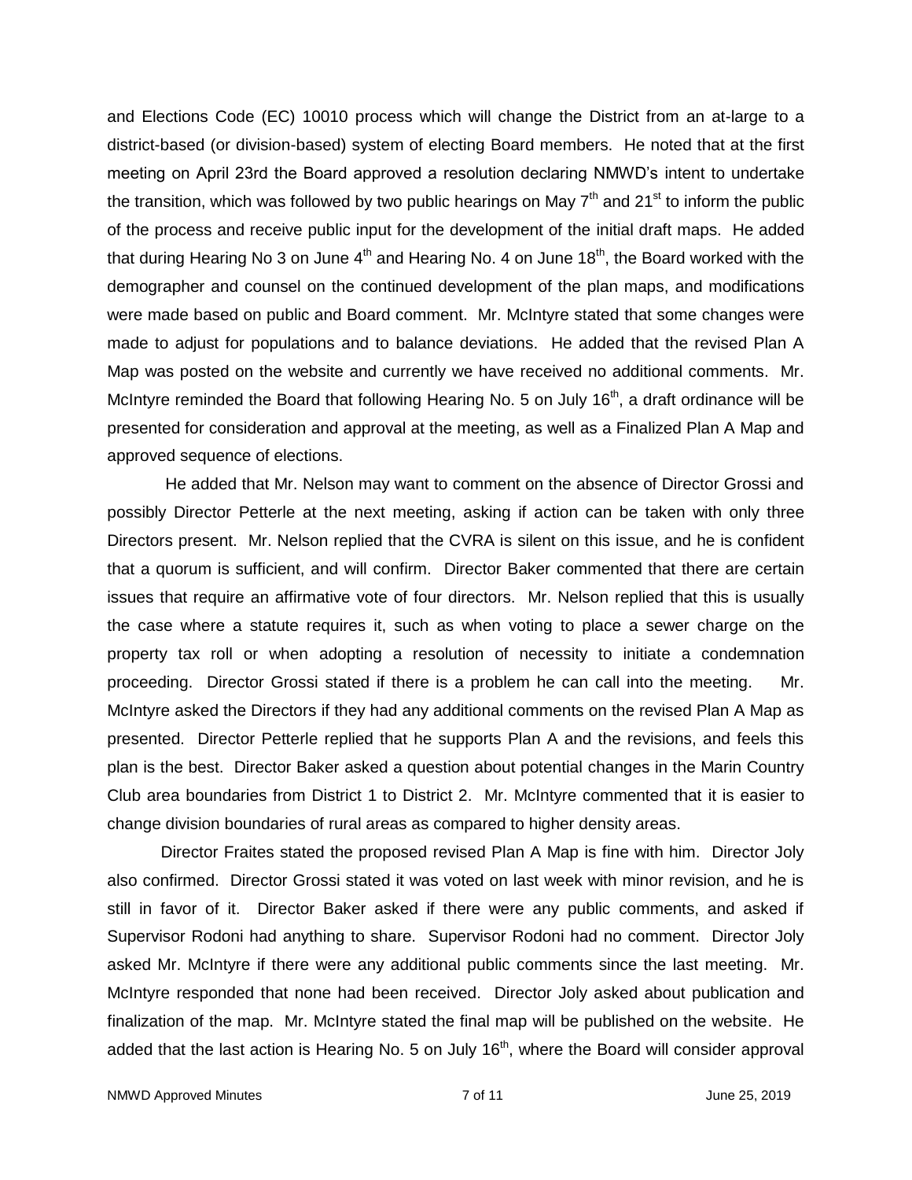and Elections Code (EC) 10010 process which will change the District from an at-large to a district-based (or division-based) system of electing Board members. He noted that at the first meeting on April 23rd the Board approved a resolution declaring NMWD's intent to undertake the transition, which was followed by two public hearings on May 7th and 21st to inform the public of the process and receive public input for the development of the initial draft maps. He added that during Hearing No 3 on June 4th and Hearing No. 4 on June 18th, the Board worked with the demographer and counsel on the continued development of the plan maps, and modifications were made based on public and Board comment. Mr. McIntyre stated that some changes were made to adjust for populations and to balance deviations. He added that the revised Plan A Map was posted on the website and currently we have received no additional comments. Mr. McIntyre reminded the Board that following Hearing No. 5 on July 16th, a draft ordinance will be presented for consideration and approval at the meeting, as well as a Finalized Plan A Map and approved sequence of elections.

He added that Mr. Nelson may want to comment on the absence of Director Grossi and possibly Director Petterle at the next meeting, asking if action can be taken with only three Directors present. Mr. Nelson replied that the CVRA is silent on this issue, and he is confident that a quorum is sufficient, and will confirm. Director Baker commented that there are certain issues that require an affirmative vote of four directors. Mr. Nelson replied that this is usually the case where a statute requires it, such as when voting to place a sewer charge on the property tax roll or when adopting a resolution of necessity to initiate a condemnation proceeding. Director Grossi stated if there is a problem he can call into the meeting. Mr. McIntyre asked the Directors if they had any additional comments on the revised Plan A Map as presented. Director Petterle replied that he supports Plan A and the revisions, and feels this plan is the best. Director Baker asked a question about potential changes in the Marin Country Club area boundaries from District 1 to District 2. Mr. McIntyre commented that it is easier to change division boundaries of rural areas as compared to higher density areas.

Director Fraites stated the proposed revised Plan A Map is fine with him. Director Joly also confirmed. Director Grossi stated it was voted on last week with minor revision, and he is still in favor of it. Director Baker asked if there were any public comments, and asked if Supervisor Rodoni had anything to share. Supervisor Rodoni had no comment. Director Joly asked Mr. McIntyre if there were any additional public comments since the last meeting. Mr. McIntyre responded that none had been received. Director Joly asked about publication and finalization of the map. Mr. McIntyre stated the final map will be published on the website. He added that the last action is Hearing No. 5 on July 16th, where the Board will consider approval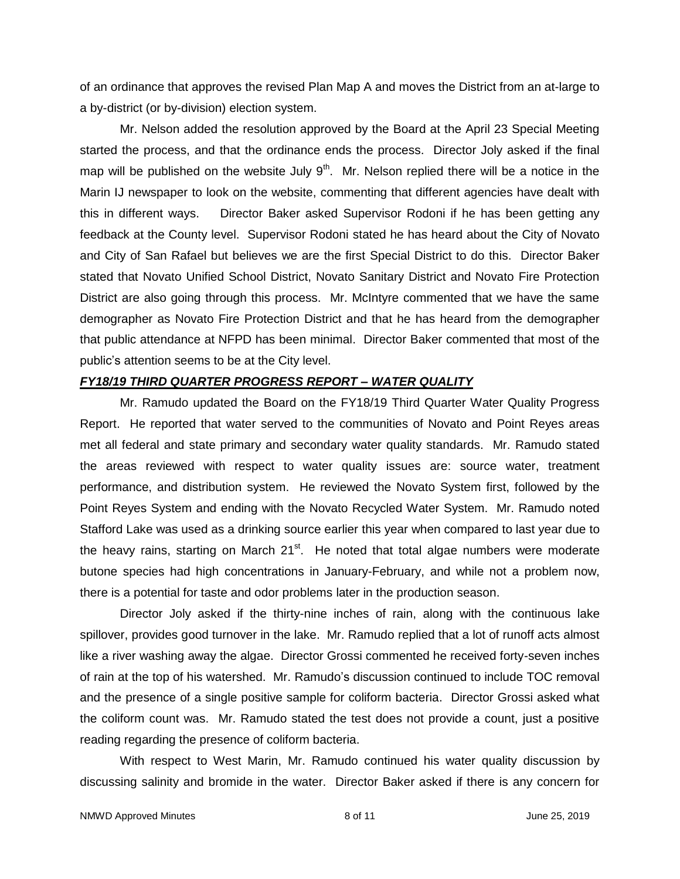of an ordinance that approves the revised Plan Map A and moves the District from an at-large to a by-district (or by-division) election system.

Mr. Nelson added the resolution approved by the Board at the April 23 Special Meeting started the process, and that the ordinance ends the process. Director Joly asked if the final map will be published on the website July 9th. Mr. Nelson replied there will be a notice in the Marin IJ newspaper to look on the website, commenting that different agencies have dealt with this in different ways. Director Baker asked Supervisor Rodoni if he has been getting any feedback at the County level. Supervisor Rodoni stated he has heard about the City of Novato and City of San Rafael but believes we are the first Special District to do this. Director Baker stated that Novato Unified School District, Novato Sanitary District and Novato Fire Protection District are also going through this process. Mr. McIntyre commented that we have the same demographer as Novato Fire Protection District and that he has heard from the demographer that public attendance at NFPD has been minimal. Director Baker commented that most of the public's attention seems to be at the City level.

***FY18/19 THIRD QUARTER PROGRESS REPORT – WATER QUALITY***

Mr. Ramudo updated the Board on the FY18/19 Third Quarter Water Quality Progress Report. He reported that water served to the communities of Novato and Point Reyes areas met all federal and state primary and secondary water quality standards. Mr. Ramudo stated the areas reviewed with respect to water quality issues are: source water, treatment performance, and distribution system. He reviewed the Novato System first, followed by the Point Reyes System and ending with the Novato Recycled Water System. Mr. Ramudo noted Stafford Lake was used as a drinking source earlier this year when compared to last year due to the heavy rains, starting on March 21st. He noted that total algae numbers were moderate butone species had high concentrations in January-February, and while not a problem now, there is a potential for taste and odor problems later in the production season.

Director Joly asked if the thirty-nine inches of rain, along with the continuous lake spillover, provides good turnover in the lake. Mr. Ramudo replied that a lot of runoff acts almost like a river washing away the algae. Director Grossi commented he received forty-seven inches of rain at the top of his watershed. Mr. Ramudo's discussion continued to include TOC removal and the presence of a single positive sample for coliform bacteria. Director Grossi asked what the coliform count was. Mr. Ramudo stated the test does not provide a count, just a positive reading regarding the presence of coliform bacteria.

With respect to West Marin, Mr. Ramudo continued his water quality discussion by discussing salinity and bromide in the water. Director Baker asked if there is any concern for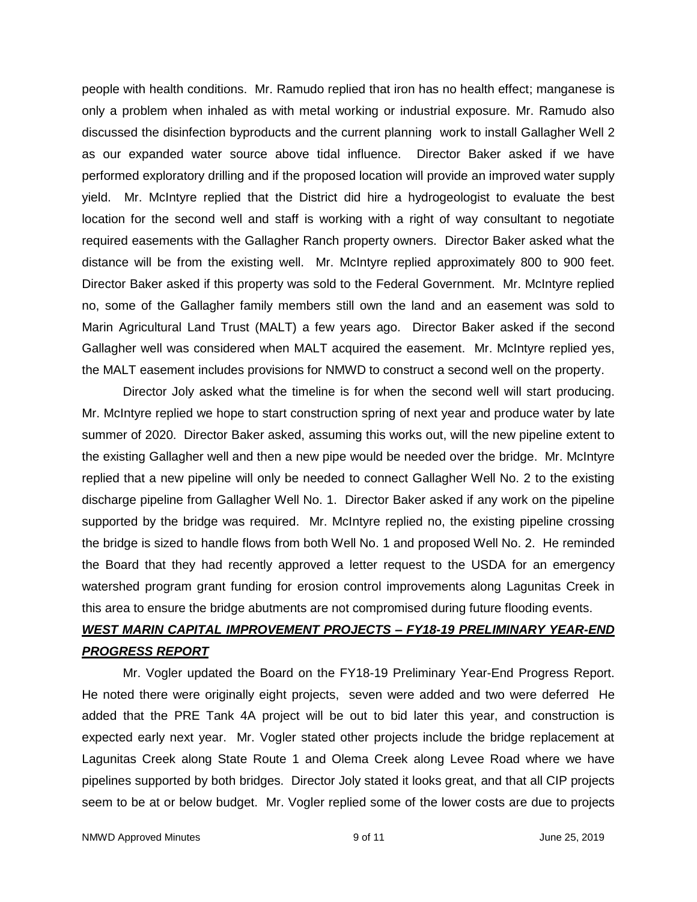people with health conditions. Mr. Ramudo replied that iron has no health effect; manganese is only a problem when inhaled as with metal working or industrial exposure. Mr. Ramudo also discussed the disinfection byproducts and the current planning work to install Gallagher Well 2 as our expanded water source above tidal influence. Director Baker asked if we have performed exploratory drilling and if the proposed location will provide an improved water supply yield. Mr. McIntyre replied that the District did hire a hydrogeologist to evaluate the best location for the second well and staff is working with a right of way consultant to negotiate required easements with the Gallagher Ranch property owners. Director Baker asked what the distance will be from the existing well. Mr. McIntyre replied approximately 800 to 900 feet. Director Baker asked if this property was sold to the Federal Government. Mr. McIntyre replied no, some of the Gallagher family members still own the land and an easement was sold to Marin Agricultural Land Trust (MALT) a few years ago. Director Baker asked if the second Gallagher well was considered when MALT acquired the easement. Mr. McIntyre replied yes, the MALT easement includes provisions for NMWD to construct a second well on the property.

Director Joly asked what the timeline is for when the second well will start producing. Mr. McIntyre replied we hope to start construction spring of next year and produce water by late summer of 2020. Director Baker asked, assuming this works out, will the new pipeline extent to the existing Gallagher well and then a new pipe would be needed over the bridge. Mr. McIntyre replied that a new pipeline will only be needed to connect Gallagher Well No. 2 to the existing discharge pipeline from Gallagher Well No. 1. Director Baker asked if any work on the pipeline supported by the bridge was required. Mr. McIntyre replied no, the existing pipeline crossing the bridge is sized to handle flows from both Well No. 1 and proposed Well No. 2. He reminded the Board that they had recently approved a letter request to the USDA for an emergency watershed program grant funding for erosion control improvements along Lagunitas Creek in this area to ensure the bridge abutments are not compromised during future flooding events.

***WEST MARIN CAPITAL IMPROVEMENT PROJECTS – FY18-19 PRELIMINARY YEAR-END PROGRESS REPORT***

Mr. Vogler updated the Board on the FY18-19 Preliminary Year-End Progress Report. He noted there were originally eight projects, seven were added and two were deferred He added that the PRE Tank 4A project will be out to bid later this year, and construction is expected early next year. Mr. Vogler stated other projects include the bridge replacement at Lagunitas Creek along State Route 1 and Olema Creek along Levee Road where we have pipelines supported by both bridges. Director Joly stated it looks great, and that all CIP projects seem to be at or below budget. Mr. Vogler replied some of the lower costs are due to projects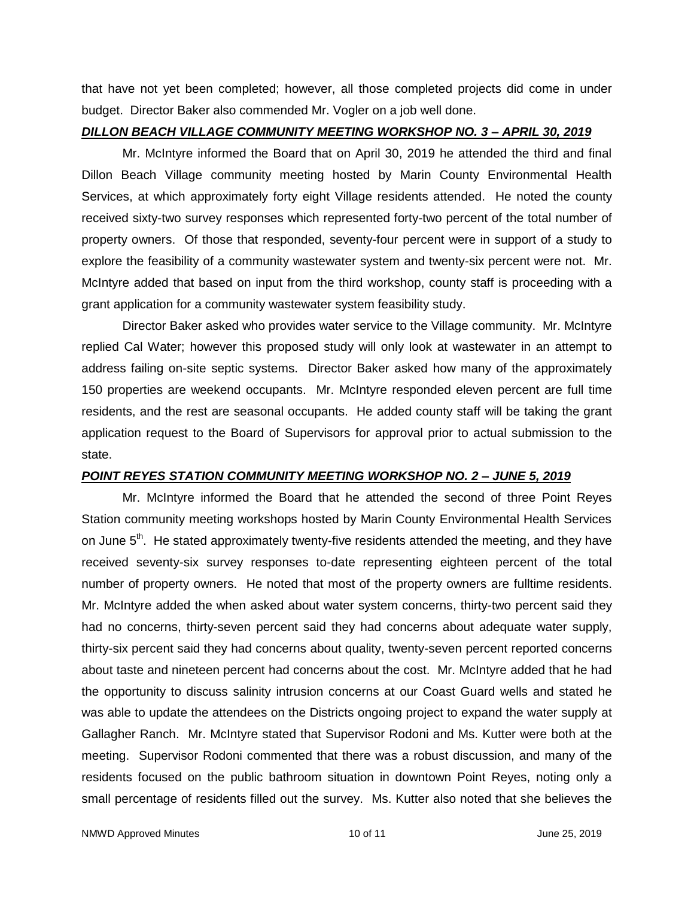that have not yet been completed; however, all those completed projects did come in under budget. Director Baker also commended Mr. Vogler on a job well done.

***DILLON BEACH VILLAGE COMMUNITY MEETING WORKSHOP NO. 3 – APRIL 30, 2019***

Mr. McIntyre informed the Board that on April 30, 2019 he attended the third and final Dillon Beach Village community meeting hosted by Marin County Environmental Health Services, at which approximately forty eight Village residents attended. He noted the county received sixty-two survey responses which represented forty-two percent of the total number of property owners. Of those that responded, seventy-four percent were in support of a study to explore the feasibility of a community wastewater system and twenty-six percent were not. Mr. McIntyre added that based on input from the third workshop, county staff is proceeding with a grant application for a community wastewater system feasibility study.

Director Baker asked who provides water service to the Village community. Mr. McIntyre replied Cal Water; however this proposed study will only look at wastewater in an attempt to address failing on-site septic systems. Director Baker asked how many of the approximately 150 properties are weekend occupants. Mr. McIntyre responded eleven percent are full time residents, and the rest are seasonal occupants. He added county staff will be taking the grant application request to the Board of Supervisors for approval prior to actual submission to the state.

***POINT REYES STATION COMMUNITY MEETING WORKSHOP NO. 2 – JUNE 5, 2019***

Mr. McIntyre informed the Board that he attended the second of three Point Reyes Station community meeting workshops hosted by Marin County Environmental Health Services on June 5th. He stated approximately twenty-five residents attended the meeting, and they have received seventy-six survey responses to-date representing eighteen percent of the total number of property owners. He noted that most of the property owners are fulltime residents. Mr. McIntyre added the when asked about water system concerns, thirty-two percent said they had no concerns, thirty-seven percent said they had concerns about adequate water supply, thirty-six percent said they had concerns about quality, twenty-seven percent reported concerns about taste and nineteen percent had concerns about the cost. Mr. McIntyre added that he had the opportunity to discuss salinity intrusion concerns at our Coast Guard wells and stated he was able to update the attendees on the Districts ongoing project to expand the water supply at Gallagher Ranch. Mr. McIntyre stated that Supervisor Rodoni and Ms. Kutter were both at the meeting. Supervisor Rodoni commented that there was a robust discussion, and many of the residents focused on the public bathroom situation in downtown Point Reyes, noting only a small percentage of residents filled out the survey. Ms. Kutter also noted that she believes the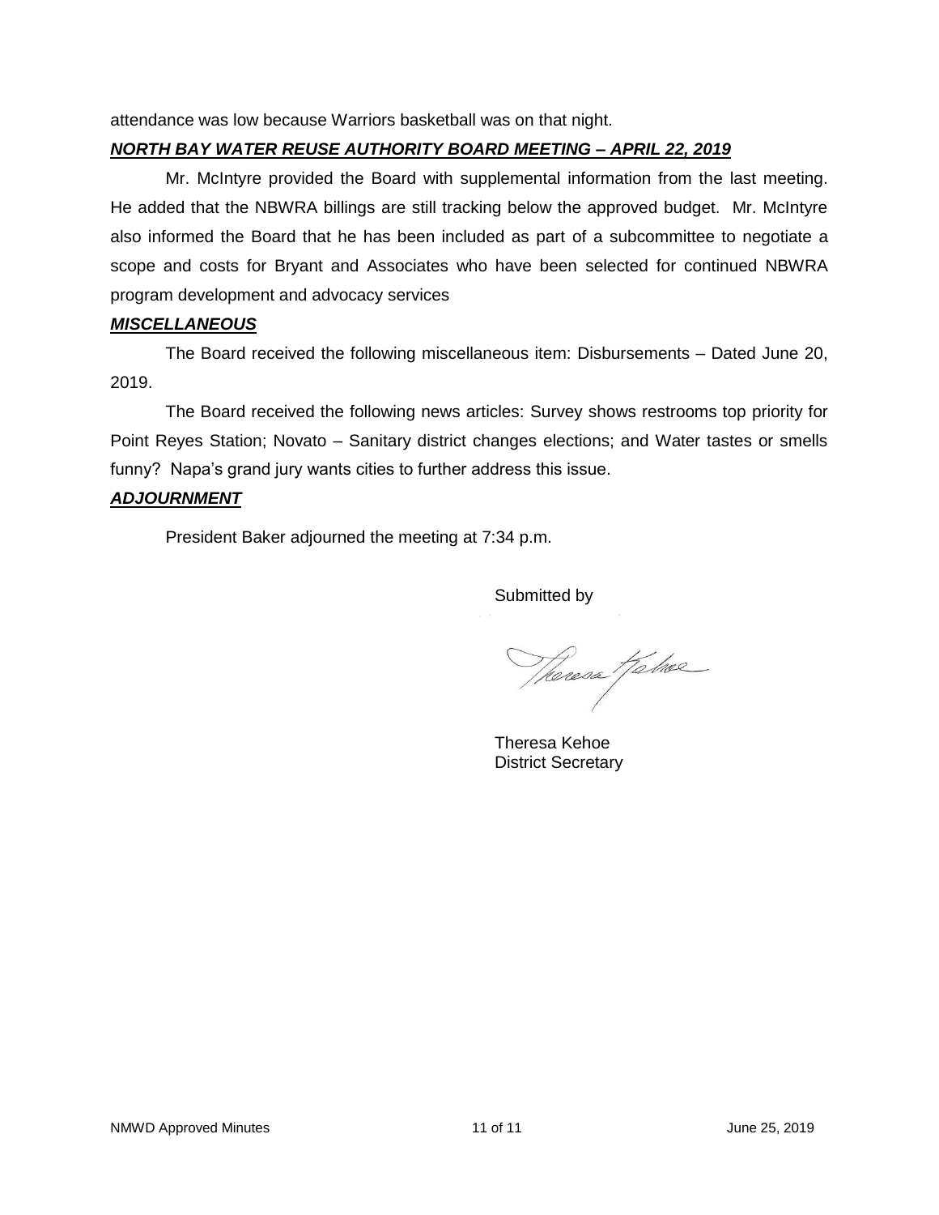attendance was low because Warriors basketball was on that night.

***NORTH BAY WATER REUSE AUTHORITY BOARD MEETING – APRIL 22, 2019***

Mr. McIntyre provided the Board with supplemental information from the last meeting. He added that the NBWRA billings are still tracking below the approved budget. Mr. McIntyre also informed the Board that he has been included as part of a subcommittee to negotiate a scope and costs for Bryant and Associates who have been selected for continued NBWRA program development and advocacy services

***MISCELLANEOUS***

The Board received the following miscellaneous item: Disbursements – Dated June 20, 2019.

The Board received the following news articles: Survey shows restrooms top priority for Point Reyes Station; Novato – Sanitary district changes elections; and Water tastes or smells funny? Napa's grand jury wants cities to further address this issue.

***ADJOURNMENT***

President Baker adjourned the meeting at 7:34 p.m.

Submitted by

Theresa Kehoe
District Secretary